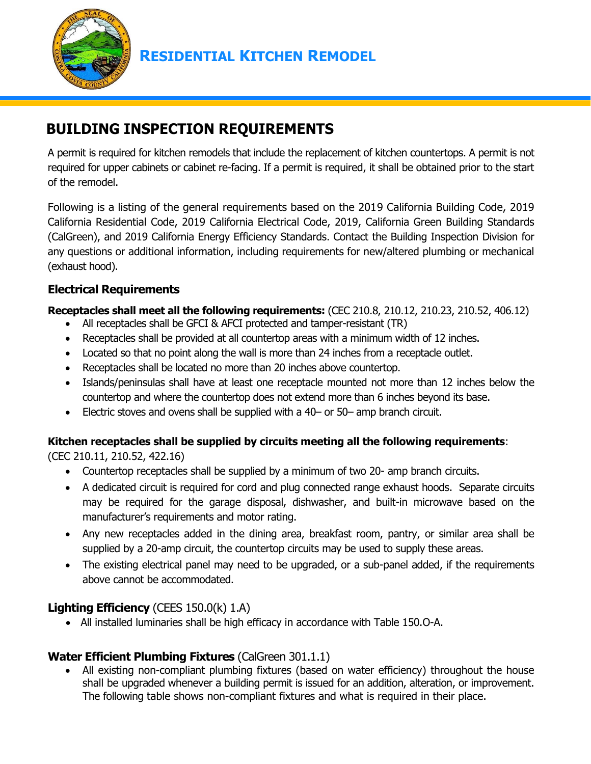# RESIDENTIAL KITCHEN REMODEL

## BUILDING INSPECTION REQUIREMENTS

A permit is required for kitchen remodels that include the replacement of kitchen countertops. A permit is not required for upper cabinets or cabinet re-facing. If a permit is required, it shall be obtained prior to the start of the remodel.

Following is a listing of the general requirements based on the 2019 California Building Code, 2019 California Residential Code, 2019 California Electrical Code, 2019, California Green Building Standards (CalGreen), and 2019 California Energy Efficiency Standards. Contact the Building Inspection Division for any questions or additional information, including requirements for new/altered plumbing or mechanical (exhaust hood).

### Electrical Requirements

**Receptacles shall meet all the following requirements:** (CEC 210.8, 210.12, 210.23, 210.52, 406.12)

- All receptacles shall be GFCI & AFCI protected and tamper-resistant (TR)
- Receptacles shall be provided at all countertop areas with a minimum width of 12 inches.
- Located so that no point along the wall is more than 24 inches from a receptacle outlet.
- Receptacles shall be located no more than 20 inches above countertop.
- Islands/peninsulas shall have at least one receptacle mounted not more than 12 inches below the countertop and where the countertop does not extend more than 6 inches beyond its base.
- Electric stoves and ovens shall be supplied with a 40– or 50– amp branch circuit.

**Kitchen receptacles shall be supplied by circuits meeting all the following requirements**: (CEC 210.11, 210.52, 422.16)

- Countertop receptacles shall be supplied by a minimum of two 20- amp branch circuits.
- A dedicated circuit is required for cord and plug connected range exhaust hoods. Separate circuits may be required for the garage disposal, dishwasher, and built-in microwave based on the manufacturer's requirements and motor rating.
- Any new receptacles added in the dining area, breakfast room, pantry, or similar area shall be supplied by a 20-amp circuit, the countertop circuits may be used to supply these areas.
- The existing electrical panel may need to be upgraded, or a sub-panel added, if the requirements above cannot be accommodated.

### Lighting Efficiency (CEES 150.0(k) 1.A)

- All installed luminaries shall be high efficacy in accordance with Table 150.O-A.

### Water Efficient Plumbing Fixtures (CalGreen 301.1.1)

- All existing non-compliant plumbing fixtures (based on water efficiency) throughout the house shall be upgraded whenever a building permit is issued for an addition, alteration, or improvement. The following table shows non-compliant fixtures and what is required in their place.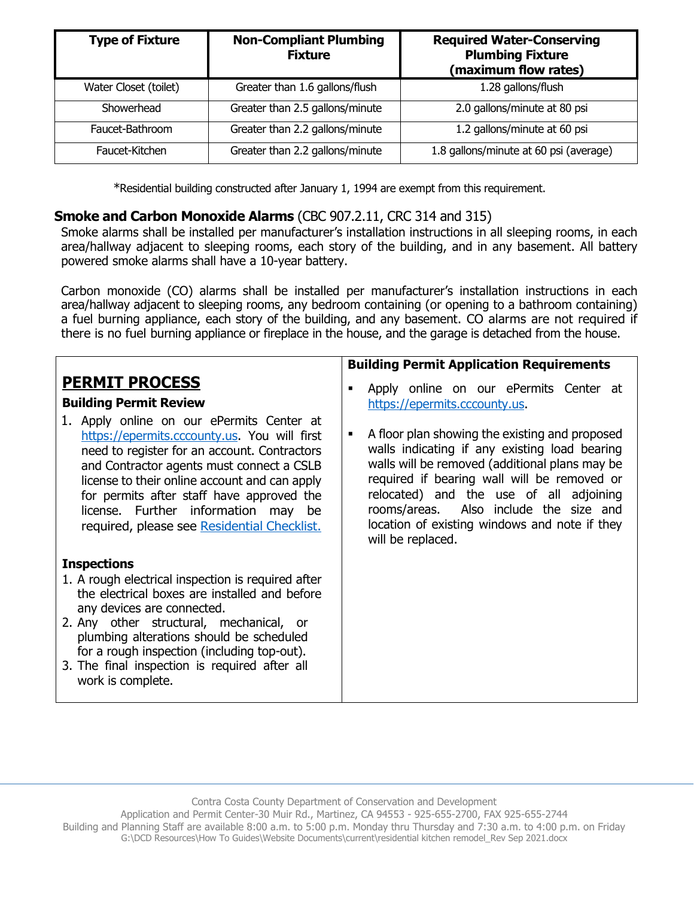| Type of Fixture | Non-Compliant Plumbing Fixture | Required Water-Conserving Plumbing Fixture (maximum flow rates) |
|---|---|---|
| Water Closet (toilet) | Greater than 1.6 gallons/flush | 1.28 gallons/flush |
| Showerhead | Greater than 2.5 gallons/minute | 2.0 gallons/minute at 80 psi |
| Faucet-Bathroom | Greater than 2.2 gallons/minute | 1.2 gallons/minute at 60 psi |
| Faucet-Kitchen | Greater than 2.2 gallons/minute | 1.8 gallons/minute at 60 psi (average) |

*Residential building constructed after January 1, 1994 are exempt from this requirement.

### **Smoke and Carbon Monoxide Alarms** (CBC 907.2.11, CRC 314 and 315)

Smoke alarms shall be installed per manufacturer's installation instructions in all sleeping rooms, in each area/hallway adjacent to sleeping rooms, each story of the building, and in any basement. All battery powered smoke alarms shall have a 10-year battery.

Carbon monoxide (CO) alarms shall be installed per manufacturer's installation instructions in each area/hallway adjacent to sleeping rooms, any bedroom containing (or opening to a bathroom containing) a fuel burning appliance, each story of the building, and any basement. CO alarms are not required if there is no fuel burning appliance or fireplace in the house, and the garage is detached from the house.

## PERMIT PROCESS

### Building Permit Review

1. Apply online on our ePermits Center at https://epermits.cccounty.us. You will first need to register for an account. Contractors and Contractor agents must connect a CSLB license to their online account and can apply for permits after staff have approved the license. Further information may be required, please see Residential Checklist.

### Inspections

1. A rough electrical inspection is required after the electrical boxes are installed and before any devices are connected.
2. Any other structural, mechanical, or plumbing alterations should be scheduled for a rough inspection (including top-out).
3. The final inspection is required after all work is complete.

### Building Permit Application Requirements

- Apply online on our ePermits Center at https://epermits.cccounty.us.
- A floor plan showing the existing and proposed walls indicating if any existing load bearing walls will be removed (additional plans may be required if bearing wall will be removed or relocated) and the use of all adjoining rooms/areas. Also include the size and location of existing windows and note if they will be replaced.

Contra Costa County Department of Conservation and Development
Application and Permit Center-30 Muir Rd., Martinez, CA 94553 - 925-655-2700, FAX 925-655-2744
Building and Planning Staff are available 8:00 a.m. to 5:00 p.m. Monday thru Thursday and 7:30 a.m. to 4:00 p.m. on Friday
G:\DCD Resources\How To Guides\Website Documents\current\residential kitchen remodel_Rev Sep 2021.docx